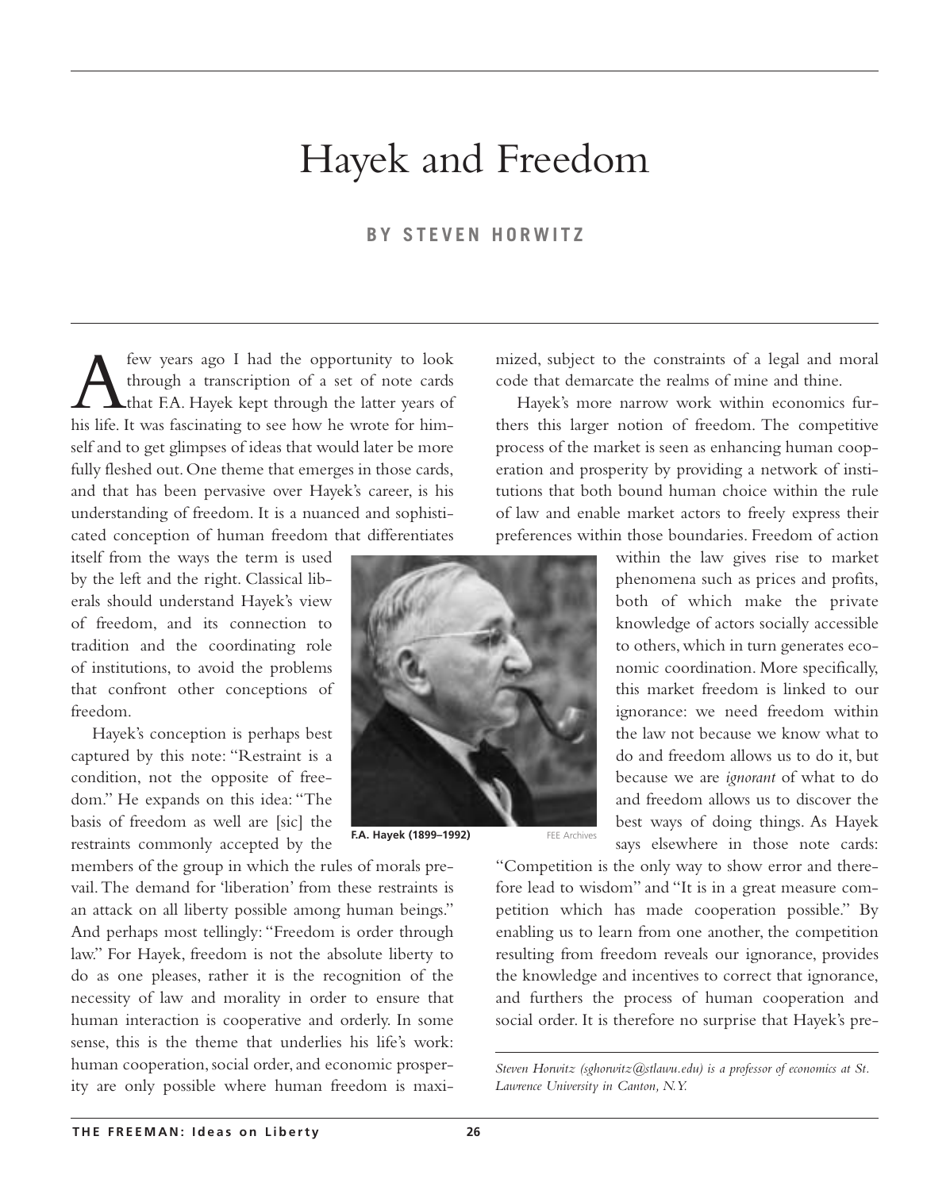# Hayek and Freedom

**BY STEVEN HORWITZ**

A few years ago I had the opportunity to look through a transcription of a set of note cards that F.A. Hayek kept through the latter years of his life. It was fascinating to see how he wrote for himself and to get glimpses of ideas that would later be more fully fleshed out. One theme that emerges in those cards, and that has been pervasive over Hayek's career, is his understanding of freedom. It is a nuanced and sophisticated conception of human freedom that differentiates itself from the ways the term is used by the left and the right. Classical liberals should understand Hayek's view of freedom, and its connection to tradition and the coordinating role of institutions, to avoid the problems that confront other conceptions of freedom.

Hayek's conception is perhaps best captured by this note: "Restraint is a condition, not the opposite of freedom." He expands on this idea: "The basis of freedom as well are [sic] the restraints commonly accepted by the members of the group in which the rules of morals prevail. The demand for 'liberation' from these restraints is an attack on all liberty possible among human beings." And perhaps most tellingly: "Freedom is order through law." For Hayek, freedom is not the absolute liberty to do as one pleases, rather it is the recognition of the necessity of law and morality in order to ensure that human interaction is cooperative and orderly. In some sense, this is the theme that underlies his life's work: human cooperation, social order, and economic prosperity are only possible where human freedom is maximized, subject to the constraints of a legal and moral code that demarcate the realms of mine and thine.

F.A. Hayek (1899–1992) FEE Archives

Hayek's more narrow work within economics furthers this larger notion of freedom. The competitive process of the market is seen as enhancing human cooperation and prosperity by providing a network of institutions that both bound human choice within the rule of law and enable market actors to freely express their preferences within those boundaries. Freedom of action within the law gives rise to market phenomena such as prices and profits, both of which make the private knowledge of actors socially accessible to others, which in turn generates economic coordination. More specifically, this market freedom is linked to our ignorance: we need freedom within the law not because we know what to do and freedom allows us to do it, but because we are *ignorant* of what to do and freedom allows us to discover the best ways of doing things. As Hayek says elsewhere in those note cards: "Competition is the only way to show error and therefore lead to wisdom" and "It is in a great measure competition which has made cooperation possible." By enabling us to learn from one another, the competition resulting from freedom reveals our ignorance, provides the knowledge and incentives to correct that ignorance, and furthers the process of human cooperation and social order. It is therefore no surprise that Hayek's pre-

*Steven Horwitz (sghorwitz@stlawu.edu) is a professor of economics at St. Lawrence University in Canton, N.Y.*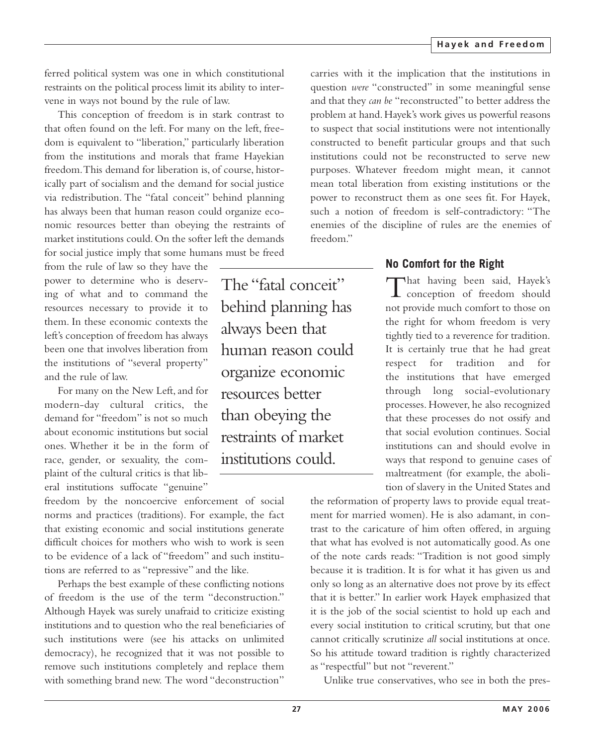ferred political system was one in which constitutional restraints on the political process limit its ability to intervene in ways not bound by the rule of law.

This conception of freedom is in stark contrast to that often found on the left. For many on the left, freedom is equivalent to "liberation," particularly liberation from the institutions and morals that frame Hayekian freedom. This demand for liberation is, of course, historically part of socialism and the demand for social justice via redistribution. The "fatal conceit" behind planning has always been that human reason could organize economic resources better than obeying the restraints of market institutions could. On the softer left the demands for social justice imply that some humans must be freed from the rule of law so they have the power to determine who is deserving of what and to command the resources necessary to provide it to them. In these economic contexts the left's conception of freedom has always been one that involves liberation from the institutions of "several property" and the rule of law.

> The "fatal conceit" behind planning has always been that human reason could organize economic resources better than obeying the restraints of market institutions could.

For many on the New Left, and for modern-day cultural critics, the demand for "freedom" is not so much about economic institutions but social ones. Whether it be in the form of race, gender, or sexuality, the complaint of the cultural critics is that liberal institutions suffocate "genuine" freedom by the noncoercive enforcement of social norms and practices (traditions). For example, the fact that existing economic and social institutions generate difficult choices for mothers who wish to work is seen to be evidence of a lack of "freedom" and such institutions are referred to as "repressive" and the like.

Perhaps the best example of these conflicting notions of freedom is the use of the term "deconstruction." Although Hayek was surely unafraid to criticize existing institutions and to question who the real beneficiaries of such institutions were (see his attacks on unlimited democracy), he recognized that it was not possible to remove such institutions completely and replace them with something brand new. The word "deconstruction" carries with it the implication that the institutions in question *were* "constructed" in some meaningful sense and that they *can be* "reconstructed" to better address the problem at hand. Hayek's work gives us powerful reasons to suspect that social institutions were not intentionally constructed to benefit particular groups and that such institutions could not be reconstructed to serve new purposes. Whatever freedom might mean, it cannot mean total liberation from existing institutions or the power to reconstruct them as one sees fit. For Hayek, such a notion of freedom is self-contradictory: "The enemies of the discipline of rules are the enemies of freedom."

## No Comfort for the Right

That having been said, Hayek's conception of freedom should not provide much comfort to those on the right for whom freedom is very tightly tied to a reverence for tradition. It is certainly true that he had great respect for tradition and for the institutions that have emerged through long social-evolutionary processes. However, he also recognized that these processes do not ossify and that social evolution continues. Social institutions can and should evolve in ways that respond to genuine cases of maltreatment (for example, the abolition of slavery in the United States and the reformation of property laws to provide equal treatment for married women). He is also adamant, in contrast to the caricature of him often offered, in arguing that what has evolved is not automatically good. As one of the note cards reads: "Tradition is not good simply because it is tradition. It is for what it has given us and only so long as an alternative does not prove by its effect that it is better." In earlier work Hayek emphasized that it is the job of the social scientist to hold up each and every social institution to critical scrutiny, but that one cannot critically scrutinize *all* social institutions at once. So his attitude toward tradition is rightly characterized as "respectful" but not "reverent."

Unlike true conservatives, who see in both the pres-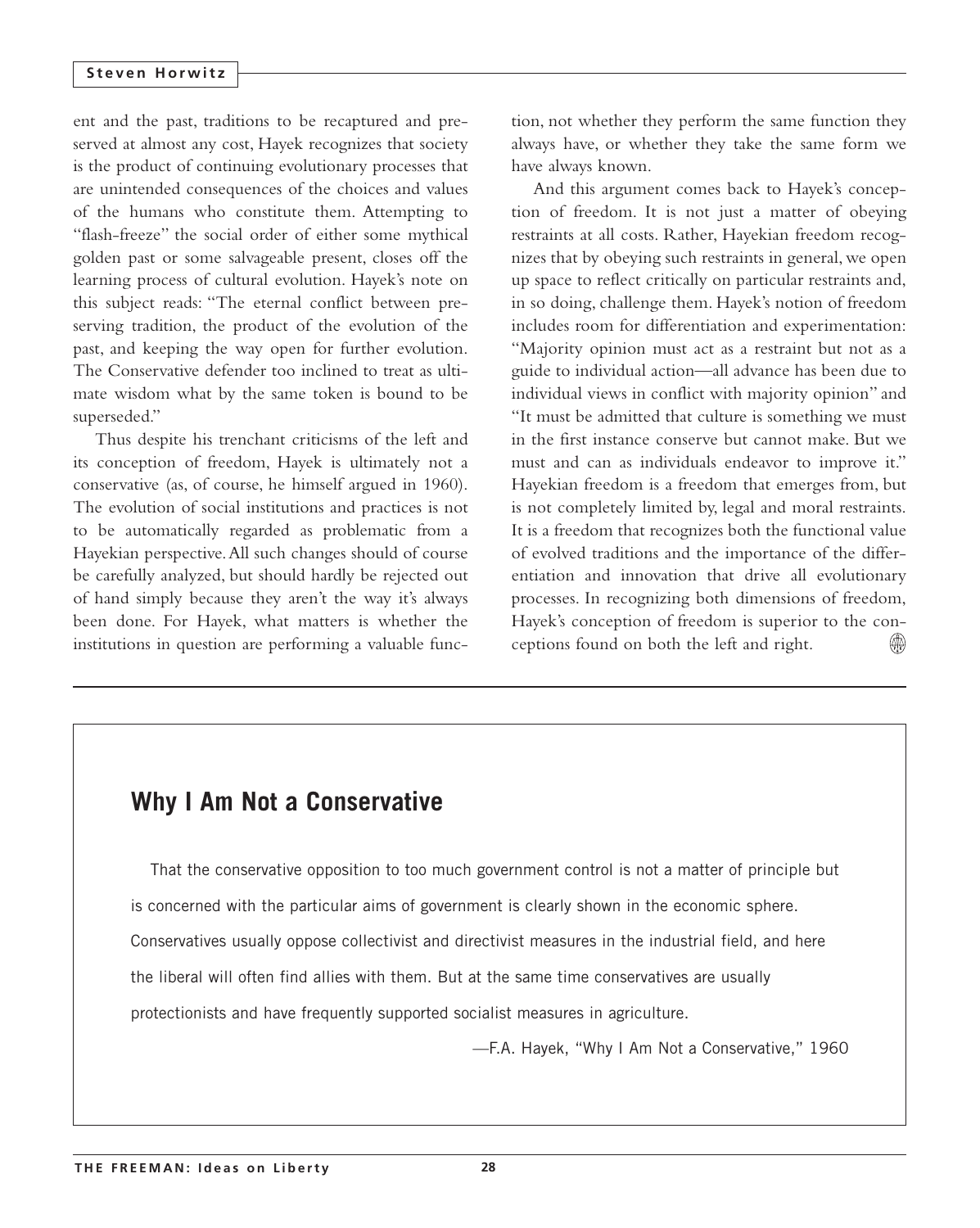ent and the past, traditions to be recaptured and preserved at almost any cost, Hayek recognizes that society is the product of continuing evolutionary processes that are unintended consequences of the choices and values of the humans who constitute them. Attempting to "flash-freeze" the social order of either some mythical golden past or some salvageable present, closes off the learning process of cultural evolution. Hayek's note on this subject reads: "The eternal conflict between preserving tradition, the product of the evolution of the past, and keeping the way open for further evolution. The Conservative defender too inclined to treat as ultimate wisdom what by the same token is bound to be superseded."

Thus despite his trenchant criticisms of the left and its conception of freedom, Hayek is ultimately not a conservative (as, of course, he himself argued in 1960). The evolution of social institutions and practices is not to be automatically regarded as problematic from a Hayekian perspective. All such changes should of course be carefully analyzed, but should hardly be rejected out of hand simply because they aren't the way it's always been done. For Hayek, what matters is whether the institutions in question are performing a valuable function, not whether they perform the same function they always have, or whether they take the same form we have always known.

And this argument comes back to Hayek's conception of freedom. It is not just a matter of obeying restraints at all costs. Rather, Hayekian freedom recognizes that by obeying such restraints in general, we open up space to reflect critically on particular restraints and, in so doing, challenge them. Hayek's notion of freedom includes room for differentiation and experimentation: "Majority opinion must act as a restraint but not as a guide to individual action—all advance has been due to individual views in conflict with majority opinion" and "It must be admitted that culture is something we must in the first instance conserve but cannot make. But we must and can as individuals endeavor to improve it." Hayekian freedom is a freedom that emerges from, but is not completely limited by, legal and moral restraints. It is a freedom that recognizes both the functional value of evolved traditions and the importance of the differentiation and innovation that drive all evolutionary processes. In recognizing both dimensions of freedom, Hayek's conception of freedom is superior to the conceptions found on both the left and right.

## Why I Am Not a Conservative

That the conservative opposition to too much government control is not a matter of principle but is concerned with the particular aims of government is clearly shown in the economic sphere. Conservatives usually oppose collectivist and directivist measures in the industrial field, and here the liberal will often find allies with them. But at the same time conservatives are usually protectionists and have frequently supported socialist measures in agriculture.

—F.A. Hayek, "Why I Am Not a Conservative," 1960